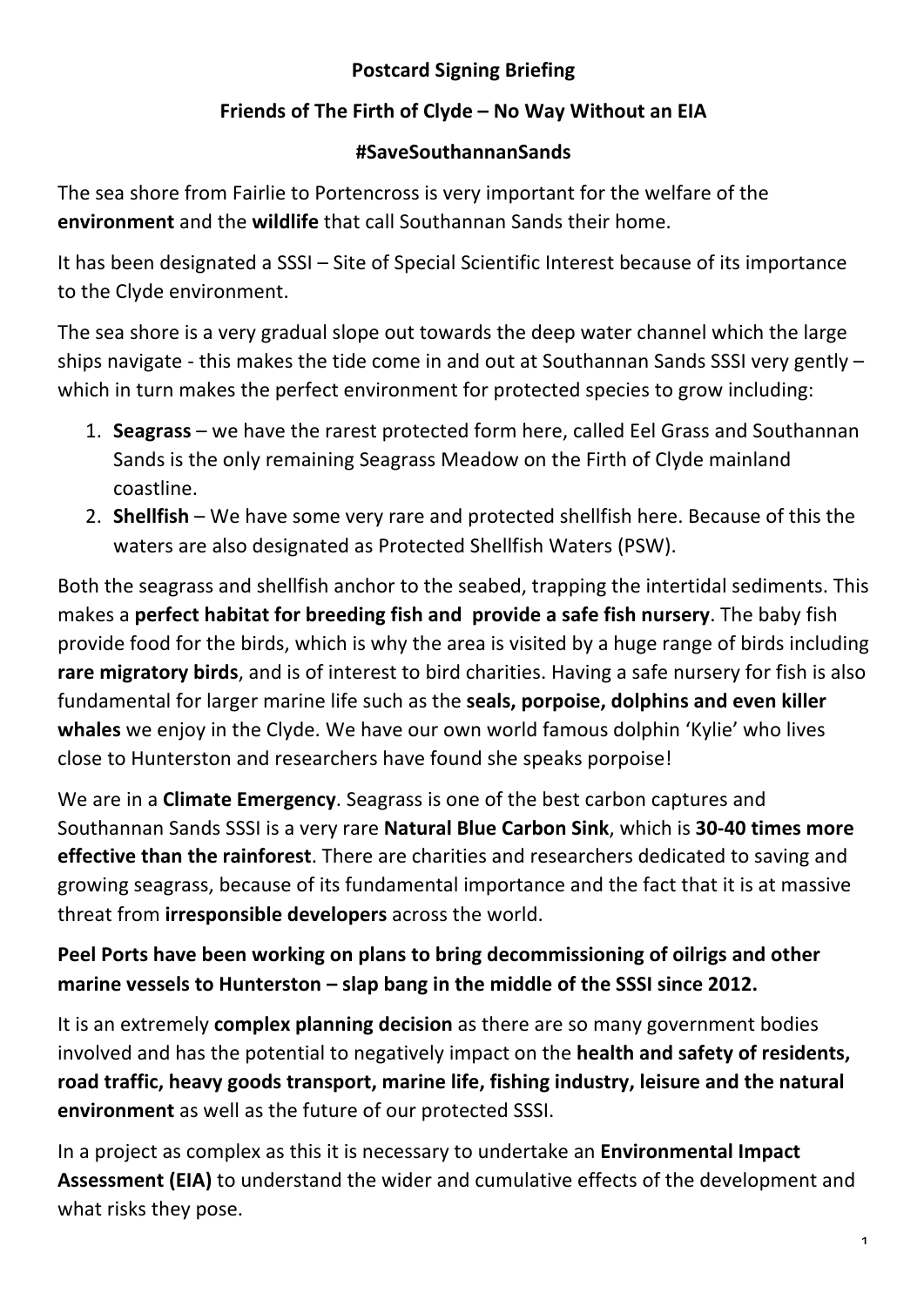**Postcard Signing Briefing**

**Friends of The Firth of Clyde – No Way Without an EIA**

**#SaveSouthannanSands**

The sea shore from Fairlie to Portencross is very important for the welfare of the **environment** and the **wildlife** that call Southannan Sands their home.

It has been designated a SSSI – Site of Special Scientific Interest because of its importance to the Clyde environment.

The sea shore is a very gradual slope out towards the deep water channel which the large ships navigate - this makes the tide come in and out at Southannan Sands SSSI very gently – which in turn makes the perfect environment for protected species to grow including:

1. **Seagrass** – we have the rarest protected form here, called Eel Grass and Southannan Sands is the only remaining Seagrass Meadow on the Firth of Clyde mainland coastline.
2. **Shellfish** – We have some very rare and protected shellfish here. Because of this the waters are also designated as Protected Shellfish Waters (PSW).

Both the seagrass and shellfish anchor to the seabed, trapping the intertidal sediments. This makes a **perfect habitat for breeding fish and provide a safe fish nursery**. The baby fish provide food for the birds, which is why the area is visited by a huge range of birds including **rare migratory birds**, and is of interest to bird charities. Having a safe nursery for fish is also fundamental for larger marine life such as the **seals, porpoise, dolphins and even killer whales** we enjoy in the Clyde. We have our own world famous dolphin 'Kylie' who lives close to Hunterston and researchers have found she speaks porpoise!

We are in a **Climate Emergency**. Seagrass is one of the best carbon captures and Southannan Sands SSSI is a very rare **Natural Blue Carbon Sink**, which is **30-40 times more effective than the rainforest**. There are charities and researchers dedicated to saving and growing seagrass, because of its fundamental importance and the fact that it is at massive threat from **irresponsible developers** across the world.

**Peel Ports have been working on plans to bring decommissioning of oilrigs and other marine vessels to Hunterston – slap bang in the middle of the SSSI since 2012.**

It is an extremely **complex planning decision** as there are so many government bodies involved and has the potential to negatively impact on the **health and safety of residents, road traffic, heavy goods transport, marine life, fishing industry, leisure and the natural environment** as well as the future of our protected SSSI.

In a project as complex as this it is necessary to undertake an **Environmental Impact Assessment (EIA)** to understand the wider and cumulative effects of the development and what risks they pose.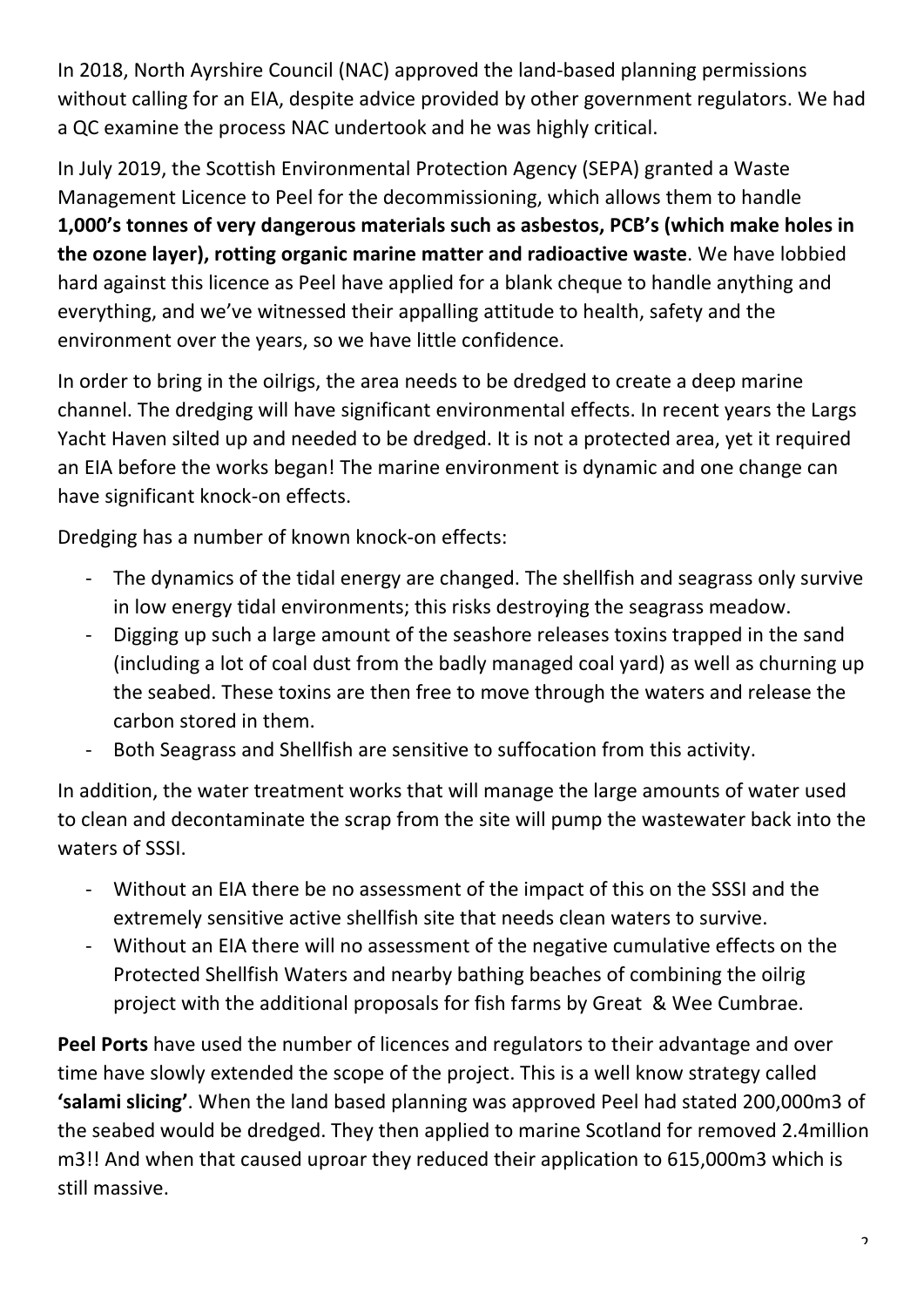In 2018, North Ayrshire Council (NAC) approved the land-based planning permissions without calling for an EIA, despite advice provided by other government regulators. We had a QC examine the process NAC undertook and he was highly critical.

In July 2019, the Scottish Environmental Protection Agency (SEPA) granted a Waste Management Licence to Peel for the decommissioning, which allows them to handle **1,000's tonnes of very dangerous materials such as asbestos, PCB's (which make holes in the ozone layer), rotting organic marine matter and radioactive waste**. We have lobbied hard against this licence as Peel have applied for a blank cheque to handle anything and everything, and we've witnessed their appalling attitude to health, safety and the environment over the years, so we have little confidence.

In order to bring in the oilrigs, the area needs to be dredged to create a deep marine channel. The dredging will have significant environmental effects. In recent years the Largs Yacht Haven silted up and needed to be dredged. It is not a protected area, yet it required an EIA before the works began! The marine environment is dynamic and one change can have significant knock-on effects.

Dredging has a number of known knock-on effects:

- The dynamics of the tidal energy are changed. The shellfish and seagrass only survive in low energy tidal environments; this risks destroying the seagrass meadow.
- Digging up such a large amount of the seashore releases toxins trapped in the sand (including a lot of coal dust from the badly managed coal yard) as well as churning up the seabed. These toxins are then free to move through the waters and release the carbon stored in them.
- Both Seagrass and Shellfish are sensitive to suffocation from this activity.

In addition, the water treatment works that will manage the large amounts of water used to clean and decontaminate the scrap from the site will pump the wastewater back into the waters of SSSI.

- Without an EIA there be no assessment of the impact of this on the SSSI and the extremely sensitive active shellfish site that needs clean waters to survive.
- Without an EIA there will no assessment of the negative cumulative effects on the Protected Shellfish Waters and nearby bathing beaches of combining the oilrig project with the additional proposals for fish farms by Great & Wee Cumbrae.

**Peel Ports** have used the number of licences and regulators to their advantage and over time have slowly extended the scope of the project. This is a well know strategy called **'salami slicing'**. When the land based planning was approved Peel had stated 200,000m3 of the seabed would be dredged. They then applied to marine Scotland for removed 2.4million m3!! And when that caused uproar they reduced their application to 615,000m3 which is still massive.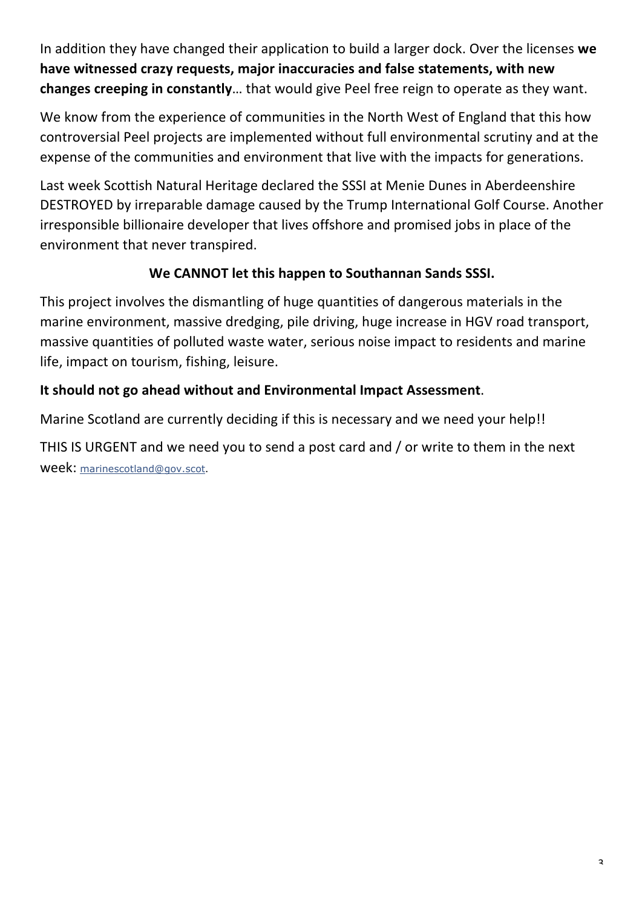In addition they have changed their application to build a larger dock. Over the licenses **we have witnessed crazy requests, major inaccuracies and false statements, with new changes creeping in constantly**… that would give Peel free reign to operate as they want.

We know from the experience of communities in the North West of England that this how controversial Peel projects are implemented without full environmental scrutiny and at the expense of the communities and environment that live with the impacts for generations.

Last week Scottish Natural Heritage declared the SSSI at Menie Dunes in Aberdeenshire DESTROYED by irreparable damage caused by the Trump International Golf Course. Another irresponsible billionaire developer that lives offshore and promised jobs in place of the environment that never transpired.

**We CANNOT let this happen to Southannan Sands SSSI.**

This project involves the dismantling of huge quantities of dangerous materials in the marine environment, massive dredging, pile driving, huge increase in HGV road transport, massive quantities of polluted waste water, serious noise impact to residents and marine life, impact on tourism, fishing, leisure.

**It should not go ahead without and Environmental Impact Assessment**.

Marine Scotland are currently deciding if this is necessary and we need your help!!

THIS IS URGENT and we need you to send a post card and / or write to them in the next week: marinescotland@gov.scot.